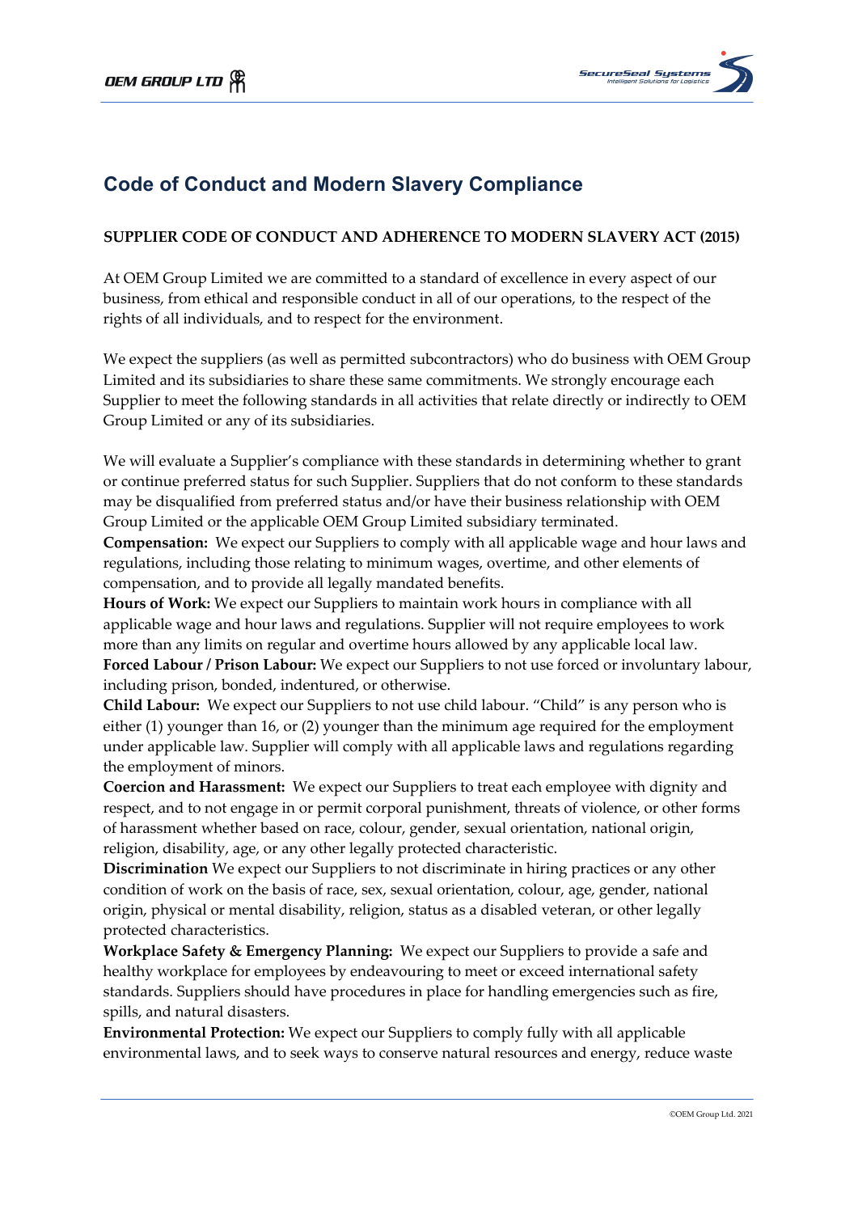# Code of Conduct and Modern Slavery Compliance

**SUPPLIER CODE OF CONDUCT AND ADHERENCE TO MODERN SLAVERY ACT (2015)**

At OEM Group Limited we are committed to a standard of excellence in every aspect of our business, from ethical and responsible conduct in all of our operations, to the respect of the rights of all individuals, and to respect for the environment.

We expect the suppliers (as well as permitted subcontractors) who do business with OEM Group Limited and its subsidiaries to share these same commitments. We strongly encourage each Supplier to meet the following standards in all activities that relate directly or indirectly to OEM Group Limited or any of its subsidiaries.

We will evaluate a Supplier's compliance with these standards in determining whether to grant or continue preferred status for such Supplier. Suppliers that do not conform to these standards may be disqualified from preferred status and/or have their business relationship with OEM Group Limited or the applicable OEM Group Limited subsidiary terminated.

**Compensation:** We expect our Suppliers to comply with all applicable wage and hour laws and regulations, including those relating to minimum wages, overtime, and other elements of compensation, and to provide all legally mandated benefits.

**Hours of Work:** We expect our Suppliers to maintain work hours in compliance with all applicable wage and hour laws and regulations. Supplier will not require employees to work more than any limits on regular and overtime hours allowed by any applicable local law.

**Forced Labour / Prison Labour:** We expect our Suppliers to not use forced or involuntary labour, including prison, bonded, indentured, or otherwise.

**Child Labour:** We expect our Suppliers to not use child labour. "Child" is any person who is either (1) younger than 16, or (2) younger than the minimum age required for the employment under applicable law. Supplier will comply with all applicable laws and regulations regarding the employment of minors.

**Coercion and Harassment:** We expect our Suppliers to treat each employee with dignity and respect, and to not engage in or permit corporal punishment, threats of violence, or other forms of harassment whether based on race, colour, gender, sexual orientation, national origin, religion, disability, age, or any other legally protected characteristic.

**Discrimination** We expect our Suppliers to not discriminate in hiring practices or any other condition of work on the basis of race, sex, sexual orientation, colour, age, gender, national origin, physical or mental disability, religion, status as a disabled veteran, or other legally protected characteristics.

**Workplace Safety & Emergency Planning:** We expect our Suppliers to provide a safe and healthy workplace for employees by endeavouring to meet or exceed international safety standards. Suppliers should have procedures in place for handling emergencies such as fire, spills, and natural disasters.

**Environmental Protection:** We expect our Suppliers to comply fully with all applicable environmental laws, and to seek ways to conserve natural resources and energy, reduce waste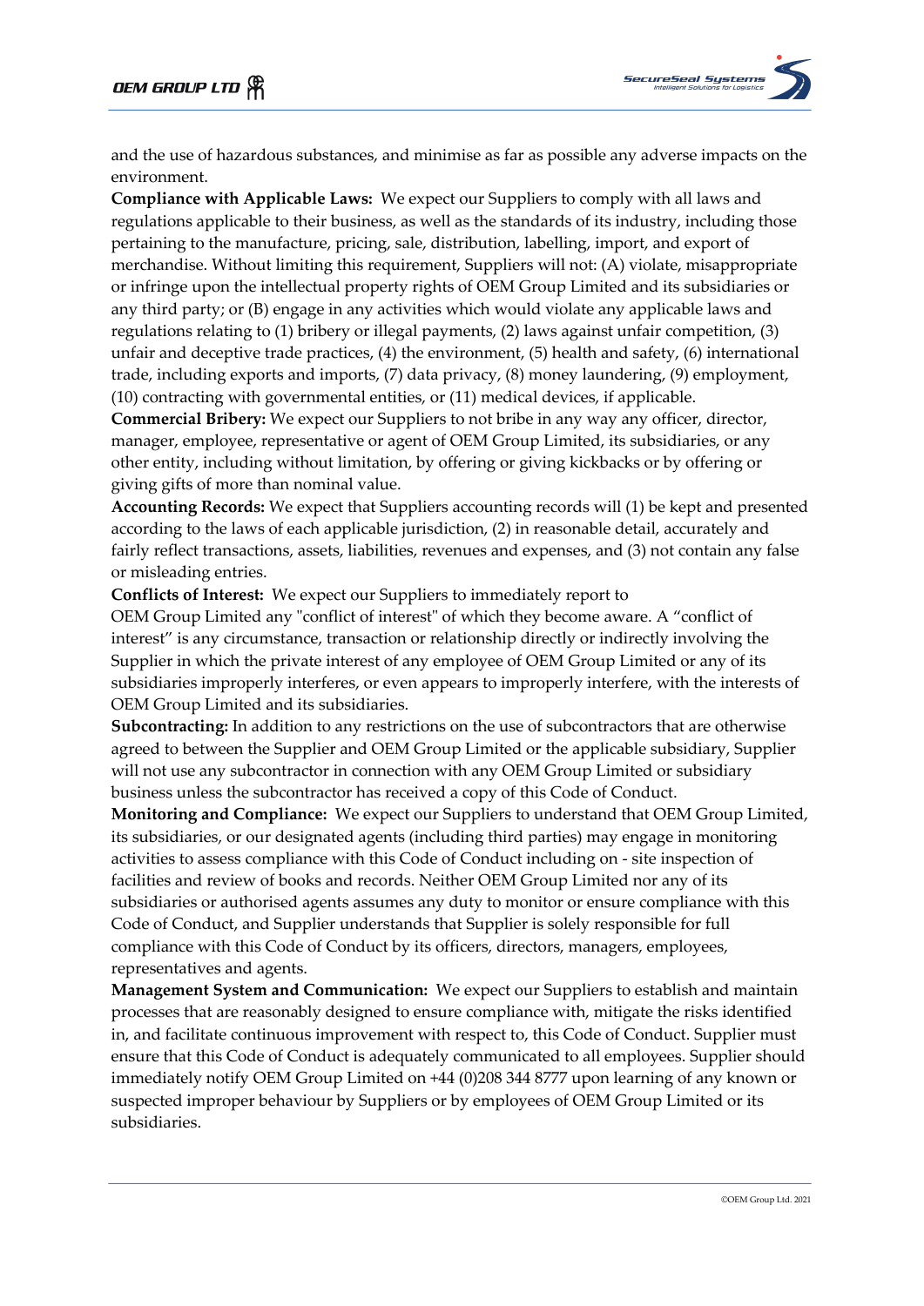and the use of hazardous substances, and minimise as far as possible any adverse impacts on the environment.

**Compliance with Applicable Laws:** We expect our Suppliers to comply with all laws and regulations applicable to their business, as well as the standards of its industry, including those pertaining to the manufacture, pricing, sale, distribution, labelling, import, and export of merchandise. Without limiting this requirement, Suppliers will not: (A) violate, misappropriate or infringe upon the intellectual property rights of OEM Group Limited and its subsidiaries or any third party; or (B) engage in any activities which would violate any applicable laws and regulations relating to (1) bribery or illegal payments, (2) laws against unfair competition, (3) unfair and deceptive trade practices, (4) the environment, (5) health and safety, (6) international trade, including exports and imports, (7) data privacy, (8) money laundering, (9) employment, (10) contracting with governmental entities, or (11) medical devices, if applicable.

**Commercial Bribery:** We expect our Suppliers to not bribe in any way any officer, director, manager, employee, representative or agent of OEM Group Limited, its subsidiaries, or any other entity, including without limitation, by offering or giving kickbacks or by offering or giving gifts of more than nominal value.

**Accounting Records:** We expect that Suppliers accounting records will (1) be kept and presented according to the laws of each applicable jurisdiction, (2) in reasonable detail, accurately and fairly reflect transactions, assets, liabilities, revenues and expenses, and (3) not contain any false or misleading entries.

**Conflicts of Interest:** We expect our Suppliers to immediately report to OEM Group Limited any "conflict of interest" of which they become aware. A "conflict of interest" is any circumstance, transaction or relationship directly or indirectly involving the Supplier in which the private interest of any employee of OEM Group Limited or any of its subsidiaries improperly interferes, or even appears to improperly interfere, with the interests of OEM Group Limited and its subsidiaries.

**Subcontracting:** In addition to any restrictions on the use of subcontractors that are otherwise agreed to between the Supplier and OEM Group Limited or the applicable subsidiary, Supplier will not use any subcontractor in connection with any OEM Group Limited or subsidiary business unless the subcontractor has received a copy of this Code of Conduct.

**Monitoring and Compliance:** We expect our Suppliers to understand that OEM Group Limited, its subsidiaries, or our designated agents (including third parties) may engage in monitoring activities to assess compliance with this Code of Conduct including on - site inspection of facilities and review of books and records. Neither OEM Group Limited nor any of its subsidiaries or authorised agents assumes any duty to monitor or ensure compliance with this Code of Conduct, and Supplier understands that Supplier is solely responsible for full compliance with this Code of Conduct by its officers, directors, managers, employees, representatives and agents.

**Management System and Communication:** We expect our Suppliers to establish and maintain processes that are reasonably designed to ensure compliance with, mitigate the risks identified in, and facilitate continuous improvement with respect to, this Code of Conduct. Supplier must ensure that this Code of Conduct is adequately communicated to all employees. Supplier should immediately notify OEM Group Limited on +44 (0)208 344 8777 upon learning of any known or suspected improper behaviour by Suppliers or by employees of OEM Group Limited or its subsidiaries.